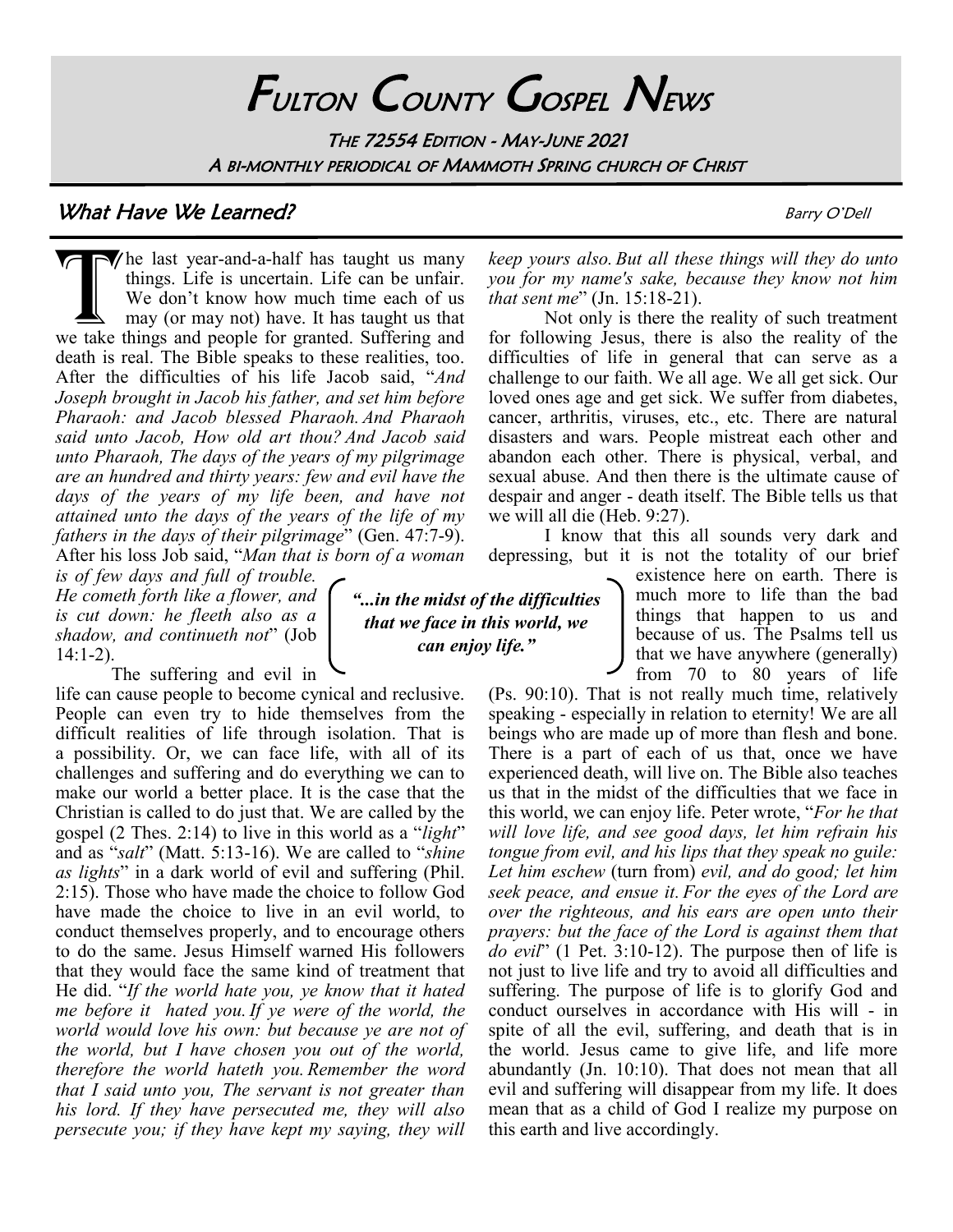# Fulton County Gospel News

The 72554 Edition - May-June 2021

A bi-monthly periodical of Mammoth Spring church of Christ

## What Have We Learned?

Barry O'Dell

The last year-and-a-half has taught us many things. Life is uncertain. Life can be unfair. We don't know how much time each of us may (or may not) have. It has taught us that we take things and people for granted. Suffering and death is real. The Bible speaks to these realities, too. After the difficulties of his life Jacob said, "*And Joseph brought in Jacob his father, and set him before Pharaoh: and Jacob blessed Pharaoh. And Pharaoh said unto Jacob, How old art thou? And Jacob said unto Pharaoh, The days of the years of my pilgrimage are an hundred and thirty years: few and evil have the days of the years of my life been, and have not attained unto the days of the years of the life of my fathers in the days of their pilgrimage*" (Gen. 47:7-9). After his loss Job said, "*Man that is born of a woman is of few days and full of trouble. He cometh forth like a flower, and is cut down: he fleeth also as a shadow, and continueth not*" (Job 14:1-2).

The suffering and evil in life can cause people to become cynical and reclusive. People can even try to hide themselves from the difficult realities of life through isolation. That is a possibility. Or, we can face life, with all of its challenges and suffering and do everything we can to make our world a better place. It is the case that the Christian is called to do just that. We are called by the gospel (2 Thes. 2:14) to live in this world as a "*light*" and as "*salt*" (Matt. 5:13-16). We are called to "*shine as lights*" in a dark world of evil and suffering (Phil. 2:15). Those who have made the choice to follow God have made the choice to live in an evil world, to conduct themselves properly, and to encourage others to do the same. Jesus Himself warned His followers that they would face the same kind of treatment that He did. "*If the world hate you, ye know that it hated me before it hated you. If ye were of the world, the world would love his own: but because ye are not of the world, but I have chosen you out of the world, therefore the world hateth you. Remember the word that I said unto you, The servant is not greater than his lord. If they have persecuted me, they will also persecute you; if they have kept my saying, they will keep yours also. But all these things will they do unto you for my name's sake, because they know not him that sent me*" (Jn. 15:18-21).

Not only is there the reality of such treatment for following Jesus, there is also the reality of the difficulties of life in general that can serve as a challenge to our faith. We all age. We all get sick. Our loved ones age and get sick. We suffer from diabetes, cancer, arthritis, viruses, etc., etc. There are natural disasters and wars. People mistreat each other and abandon each other. There is physical, verbal, and sexual abuse. And then there is the ultimate cause of despair and anger - death itself. The Bible tells us that we will all die (Heb. 9:27).

> ***"...in the midst of the difficulties that we face in this world, we can enjoy life."***

I know that this all sounds very dark and depressing, but it is not the totality of our brief existence here on earth. There is much more to life than the bad things that happen to us and because of us. The Psalms tell us that we have anywhere (generally) from 70 to 80 years of life (Ps. 90:10). That is not really much time, relatively speaking - especially in relation to eternity! We are all beings who are made up of more than flesh and bone. There is a part of each of us that, once we have experienced death, will live on. The Bible also teaches us that in the midst of the difficulties that we face in this world, we can enjoy life. Peter wrote, "*For he that will love life, and see good days, let him refrain his tongue from evil, and his lips that they speak no guile: Let him eschew* (turn from) *evil, and do good; let him seek peace, and ensue it. For the eyes of the Lord are over the righteous, and his ears are open unto their prayers: but the face of the Lord is against them that do evil*" (1 Pet. 3:10-12). The purpose then of life is not just to live life and try to avoid all difficulties and suffering. The purpose of life is to glorify God and conduct ourselves in accordance with His will - in spite of all the evil, suffering, and death that is in the world. Jesus came to give life, and life more abundantly (Jn. 10:10). That does not mean that all evil and suffering will disappear from my life. It does mean that as a child of God I realize my purpose on this earth and live accordingly.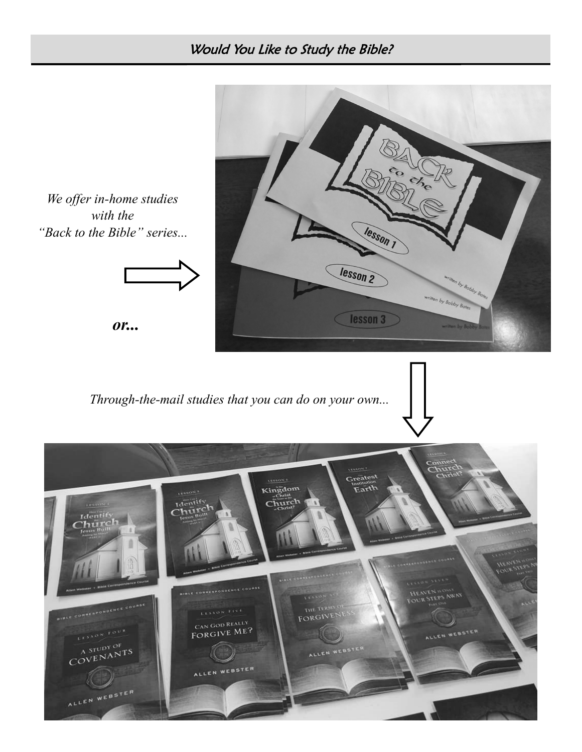## *Would You Like to Study the Bible?*

*We offer in-home studies with the "Back to the Bible" series...*

***or...***

*Through-the-mail studies that you can do on your own...*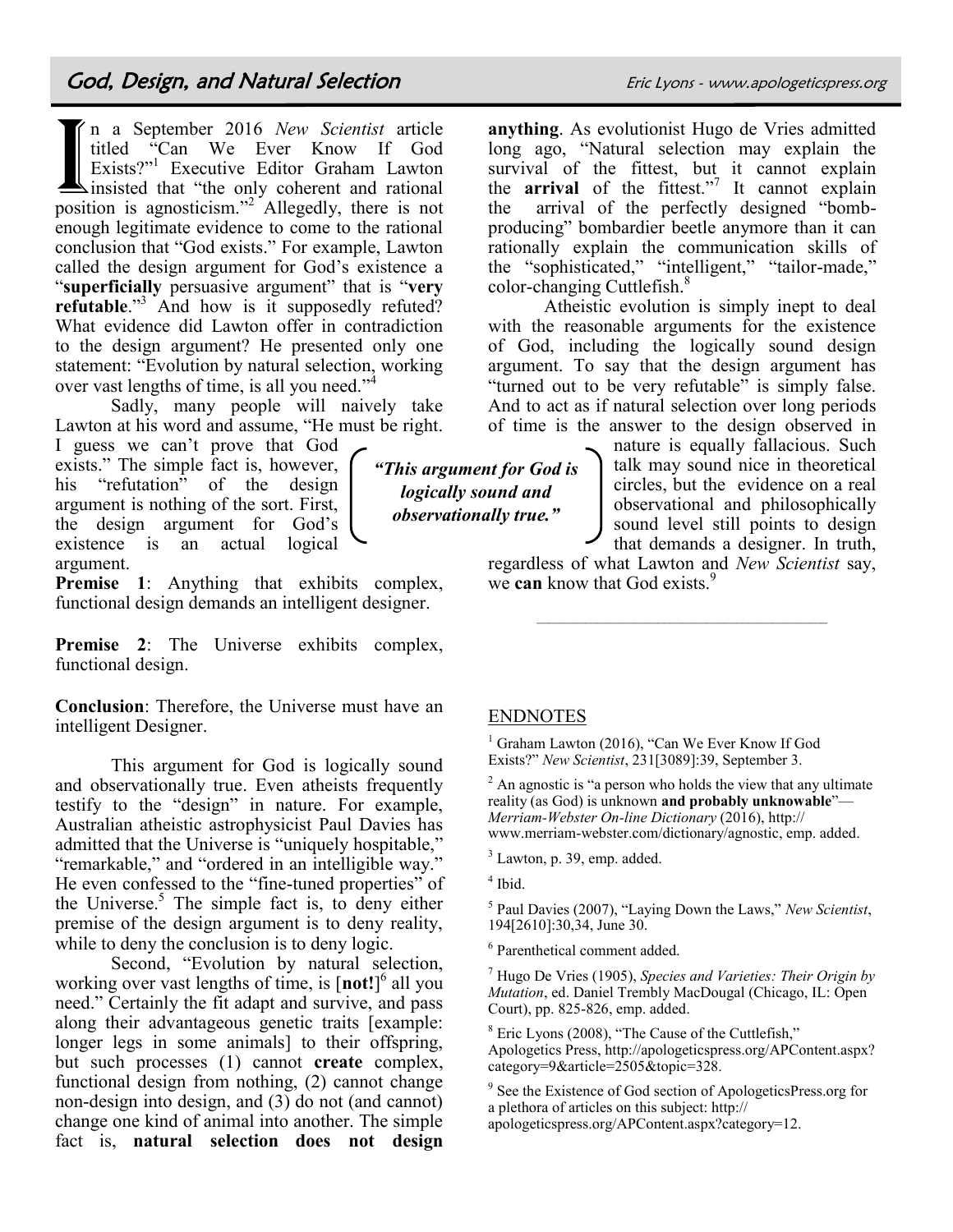# God, Design, and Natural Selection

Eric Lyons - www.apologeticspress.org

In a September 2016 *New Scientist* article titled "Can We Ever Know If God Exists?"[1] Executive Editor Graham Lawton insisted that "the only coherent and rational position is agnosticism."[2] Allegedly, there is not enough legitimate evidence to come to the rational conclusion that "God exists." For example, Lawton called the design argument for God's existence a "**superficially** persuasive argument" that is "**very refutable**."[3] And how is it supposedly refuted? What evidence did Lawton offer in contradiction to the design argument? He presented only one statement: "Evolution by natural selection, working over vast lengths of time, is all you need."[4]

Sadly, many people will naively take Lawton at his word and assume, "He must be right. I guess we can't prove that God exists." The simple fact is, however, his "refutation" of the design argument is nothing of the sort. First, the design argument for God's existence is an actual logical argument.

**Premise 1**: Anything that exhibits complex, functional design demands an intelligent designer.

**Premise 2**: The Universe exhibits complex, functional design.

**Conclusion**: Therefore, the Universe must have an intelligent Designer.

This argument for God is logically sound and observationally true. Even atheists frequently testify to the "design" in nature. For example, Australian atheistic astrophysicist Paul Davies has admitted that the Universe is "uniquely hospitable," "remarkable," and "ordered in an intelligible way." He even confessed to the "fine-tuned properties" of the Universe.[5] The simple fact is, to deny either premise of the design argument is to deny reality, while to deny the conclusion is to deny logic.

Second, "Evolution by natural selection, working over vast lengths of time, is [**not!**][6] all you need." Certainly the fit adapt and survive, and pass along their advantageous genetic traits [example: longer legs in some animals] to their offspring, but such processes (1) cannot **create** complex, functional design from nothing, (2) cannot change non-design into design, and (3) do not (and cannot) change one kind of animal into another. The simple fact is, **natural selection does not design anything**. As evolutionist Hugo de Vries admitted long ago, "Natural selection may explain the survival of the fittest, but it cannot explain the **arrival** of the fittest."[7] It cannot explain the arrival of the perfectly designed "bomb-producing" bombardier beetle anymore than it can rationally explain the communication skills of the "sophisticated," "intelligent," "tailor-made," color-changing Cuttlefish.[8]

> *"This argument for God is logically sound and observationally true."*

Atheistic evolution is simply inept to deal with the reasonable arguments for the existence of God, including the logically sound design argument. To say that the design argument has "turned out to be very refutable" is simply false. And to act as if natural selection over long periods of time is the answer to the design observed in nature is equally fallacious. Such talk may sound nice in theoretical circles, but the evidence on a real observational and philosophically sound level still points to design that demands a designer. In truth, regardless of what Lawton and *New Scientist* say, we **can** know that God exists.[9]

---

## ENDNOTES

[1] Graham Lawton (2016), "Can We Ever Know If God Exists?" *New Scientist*, 231[3089]:39, September 3.

[2] An agnostic is "a person who holds the view that any ultimate reality (as God) is unknown **and probably unknowable**"—*Merriam-Webster On-line Dictionary* (2016), http://www.merriam-webster.com/dictionary/agnostic, emp. added.

[3] Lawton, p. 39, emp. added.

[4] Ibid.

[5] Paul Davies (2007), "Laying Down the Laws," *New Scientist*, 194[2610]:30,34, June 30.

[6] Parenthetical comment added.

[7] Hugo De Vries (1905), *Species and Varieties: Their Origin by Mutation*, ed. Daniel Trembly MacDougal (Chicago, IL: Open Court), pp. 825-826, emp. added.

[8] Eric Lyons (2008), "The Cause of the Cuttlefish," Apologetics Press, http://apologeticspress.org/APContent.aspx?category=9&article=2505&topic=328.

[9] See the Existence of God section of ApologeticsPress.org for a plethora of articles on this subject: http://apologeticspress.org/APContent.aspx?category=12.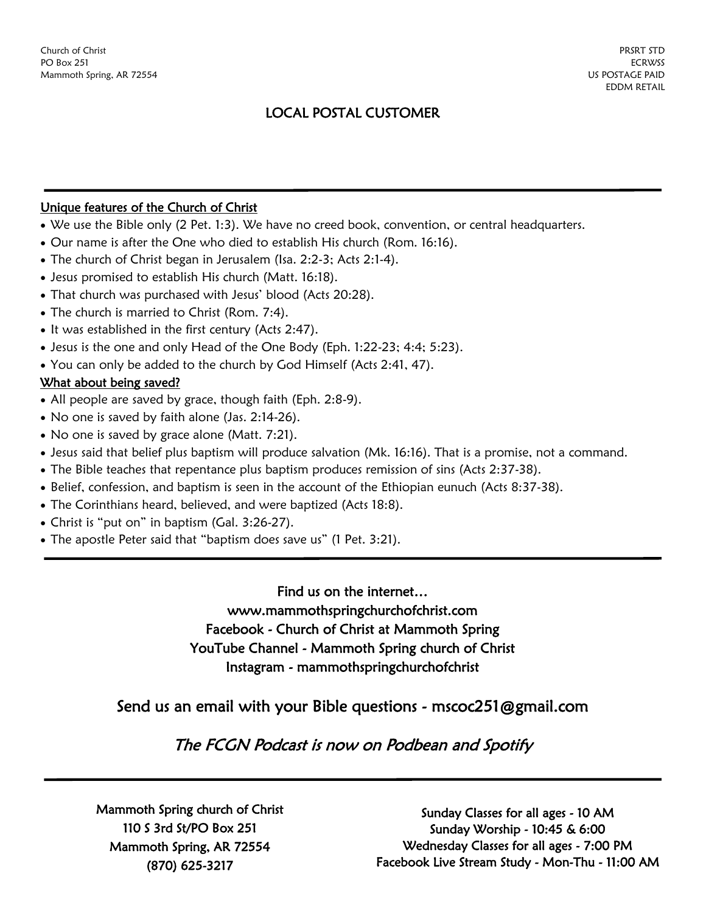Church of Christ
PO Box 251
Mammoth Spring, AR 72554

PRSRT STD
ECRWSS
US POSTAGE PAID
EDDM RETAIL

LOCAL POSTAL CUSTOMER

---

**Unique features of the Church of Christ**

- We use the Bible only (2 Pet. 1:3). We have no creed book, convention, or central headquarters.
- Our name is after the One who died to establish His church (Rom. 16:16).
- The church of Christ began in Jerusalem (Isa. 2:2-3; Acts 2:1-4).
- Jesus promised to establish His church (Matt. 16:18).
- That church was purchased with Jesus' blood (Acts 20:28).
- The church is married to Christ (Rom. 7:4).
- It was established in the first century (Acts 2:47).
- Jesus is the one and only Head of the One Body (Eph. 1:22-23; 4:4; 5:23).
- You can only be added to the church by God Himself (Acts 2:41, 47).

**What about being saved?**

- All people are saved by grace, though faith (Eph. 2:8-9).
- No one is saved by faith alone (Jas. 2:14-26).
- No one is saved by grace alone (Matt. 7:21).
- Jesus said that belief plus baptism will produce salvation (Mk. 16:16). That is a promise, not a command.
- The Bible teaches that repentance plus baptism produces remission of sins (Acts 2:37-38).
- Belief, confession, and baptism is seen in the account of the Ethiopian eunuch (Acts 8:37-38).
- The Corinthians heard, believed, and were baptized (Acts 18:8).
- Christ is "put on" in baptism (Gal. 3:26-27).
- The apostle Peter said that "baptism does save us" (1 Pet. 3:21).

---

Find us on the internet…
www.mammothspringchurchofchrist.com
Facebook - Church of Christ at Mammoth Spring
YouTube Channel - Mammoth Spring church of Christ
Instagram - mammothspringchurchofchrist

Send us an email with your Bible questions - mscoc251@gmail.com

*The FCGN Podcast is now on Podbean and Spotify*

---

Mammoth Spring church of Christ
110 S 3rd St/PO Box 251
Mammoth Spring, AR 72554
(870) 625-3217

Sunday Classes for all ages - 10 AM
Sunday Worship - 10:45 & 6:00
Wednesday Classes for all ages - 7:00 PM
Facebook Live Stream Study - Mon-Thu - 11:00 AM